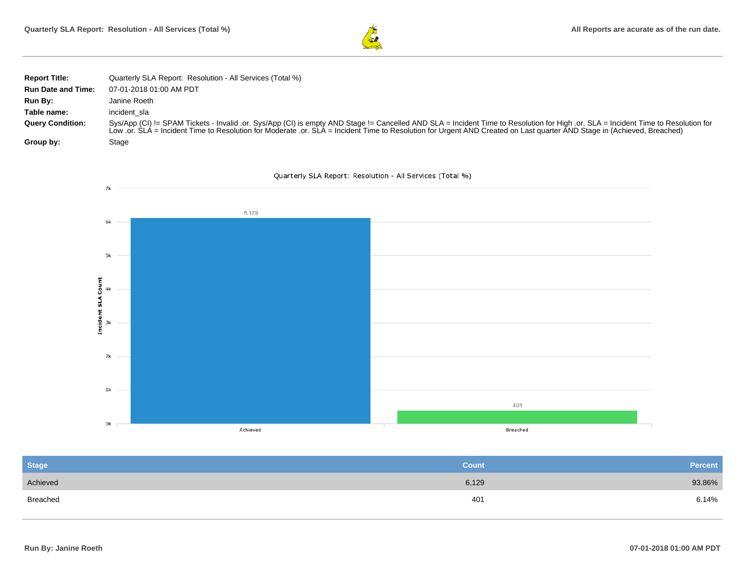**Report Title:** Quarterly SLA Report: Resolution - All Services (Total %)

**Run Date and Time:** 07-01-2018 01:00 AM PDT

**Run By:** Janine Roeth

**Table name:** incident_sla

**Query Condition:** Sys/App (CI) != SPAM Tickets - Invalid .or. Sys/App (CI) is empty AND Stage != Cancelled AND SLA = Incident Time to Resolution for High .or. SLA = Incident Time to Resolution for Low .or. SLA = Incident Time to Resolution for Moderate .or. SLA = Incident Time to Resolution for Urgent AND Created on Last quarter AND Stage in (Achieved, Breached)

**Group by:** Stage

Quarterly SLA Report: Resolution - All Services (Total %)

| Stage | Count | Percent |
| --- | --- | --- |
| Achieved | 6,129 | 93.86% |
| Breached | 401 | 6.14% |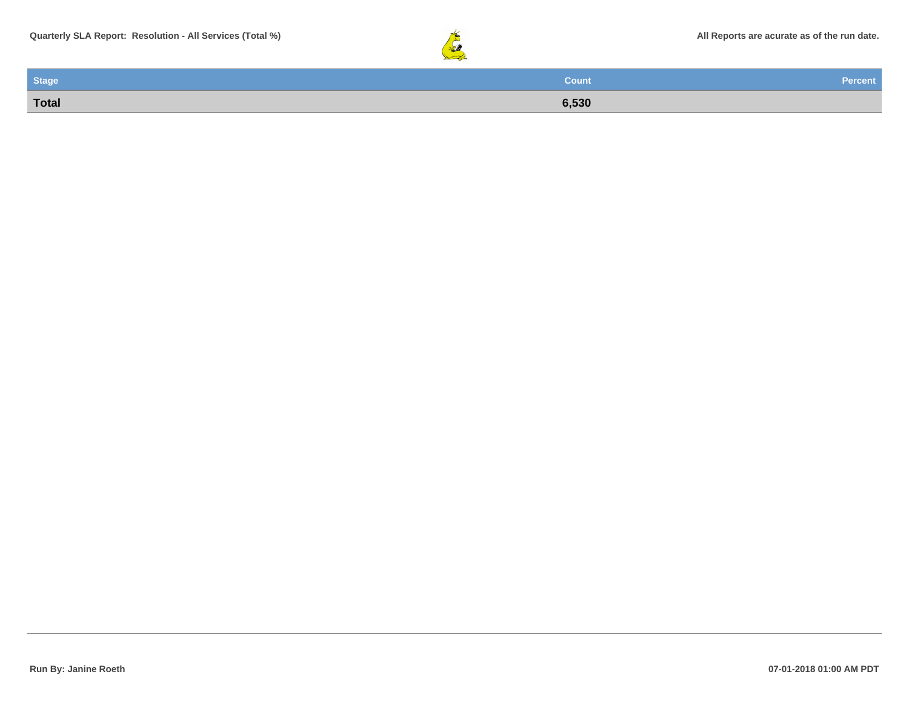| Stage | Count | Percent |
| --- | --- | --- |
| **Total** | **6,530** | |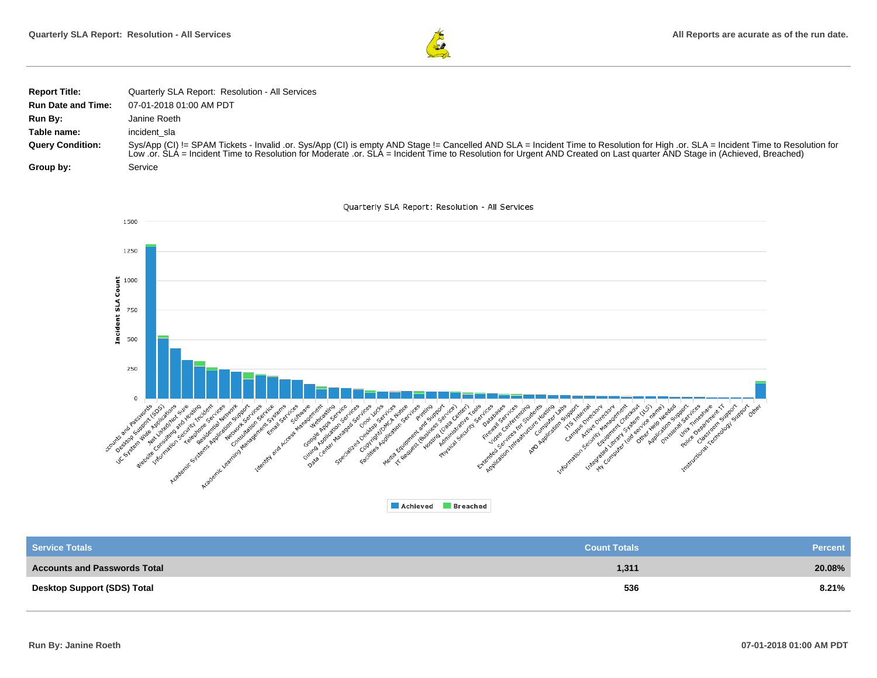| | |
|---|---|
| **Report Title:** | Quarterly SLA Report: Resolution - All Services |
| **Run Date and Time:** | 07-01-2018 01:00 AM PDT |
| **Run By:** | Janine Roeth |
| **Table name:** | incident_sla |
| **Query Condition:** | Sys/App (CI) != SPAM Tickets - Invalid .or. Sys/App (CI) is empty AND Stage != Cancelled AND SLA = Incident Time to Resolution for High .or. SLA = Incident Time to Resolution for Low .or. SLA = Incident Time to Resolution for Moderate .or. SLA = Incident Time to Resolution for Urgent AND Created on Last quarter AND Stage in (Achieved, Breached) |
| **Group by:** | Service |

| Service Totals | Count Totals | Percent |
|---|---|---|
| **Accounts and Passwords Total** | **1,311** | **20.08%** |
| **Desktop Support (SDS) Total** | **536** | **8.21%** |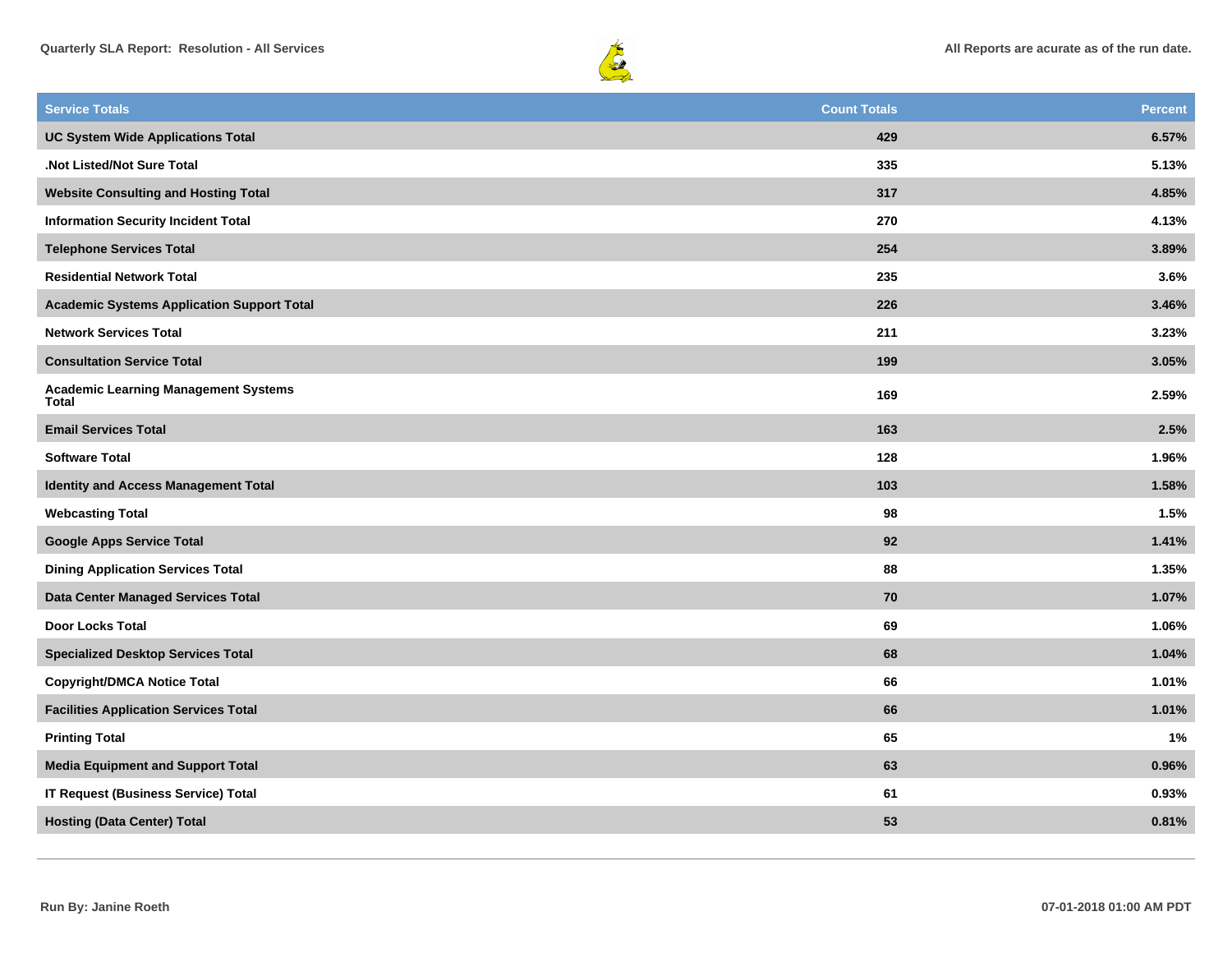| Service Totals | Count Totals | Percent |
|---|---|---|
| UC System Wide Applications Total | 429 | 6.57% |
| .Not Listed/Not Sure Total | 335 | 5.13% |
| Website Consulting and Hosting Total | 317 | 4.85% |
| Information Security Incident Total | 270 | 4.13% |
| Telephone Services Total | 254 | 3.89% |
| Residential Network Total | 235 | 3.6% |
| Academic Systems Application Support Total | 226 | 3.46% |
| Network Services Total | 211 | 3.23% |
| Consultation Service Total | 199 | 3.05% |
| Academic Learning Management Systems Total | 169 | 2.59% |
| Email Services Total | 163 | 2.5% |
| Software Total | 128 | 1.96% |
| Identity and Access Management Total | 103 | 1.58% |
| Webcasting Total | 98 | 1.5% |
| Google Apps Service Total | 92 | 1.41% |
| Dining Application Services Total | 88 | 1.35% |
| Data Center Managed Services Total | 70 | 1.07% |
| Door Locks Total | 69 | 1.06% |
| Specialized Desktop Services Total | 68 | 1.04% |
| Copyright/DMCA Notice Total | 66 | 1.01% |
| Facilities Application Services Total | 66 | 1.01% |
| Printing Total | 65 | 1% |
| Media Equipment and Support Total | 63 | 0.96% |
| IT Request (Business Service) Total | 61 | 0.93% |
| Hosting (Data Center) Total | 53 | 0.81% |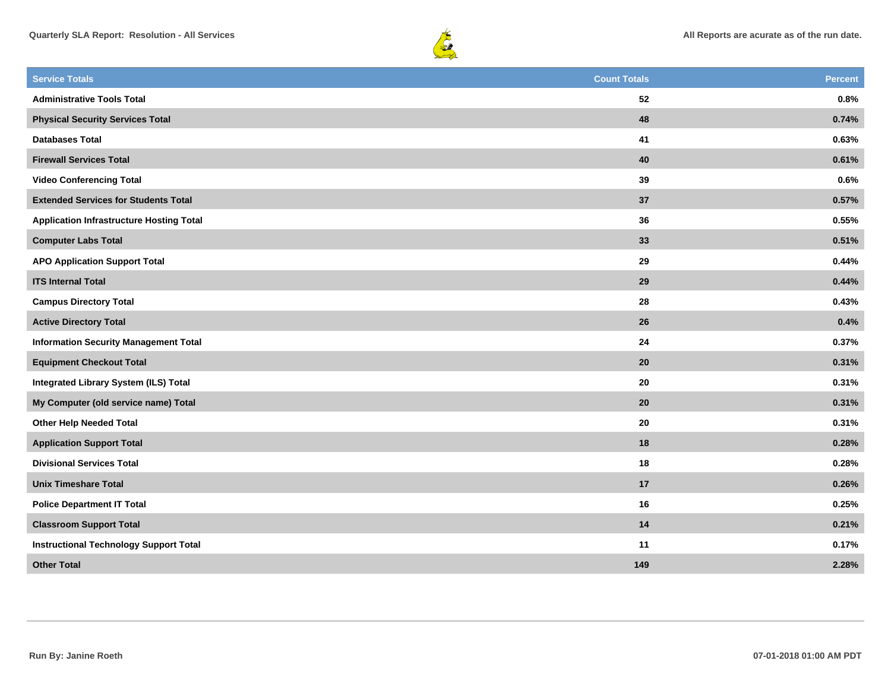| Service Totals | Count Totals | Percent |
| --- | --- | --- |
| **Administrative Tools Total** | **52** | **0.8%** |
| **Physical Security Services Total** | **48** | **0.74%** |
| **Databases Total** | **41** | **0.63%** |
| **Firewall Services Total** | **40** | **0.61%** |
| **Video Conferencing Total** | **39** | **0.6%** |
| **Extended Services for Students Total** | **37** | **0.57%** |
| **Application Infrastructure Hosting Total** | **36** | **0.55%** |
| **Computer Labs Total** | **33** | **0.51%** |
| **APO Application Support Total** | **29** | **0.44%** |
| **ITS Internal Total** | **29** | **0.44%** |
| **Campus Directory Total** | **28** | **0.43%** |
| **Active Directory Total** | **26** | **0.4%** |
| **Information Security Management Total** | **24** | **0.37%** |
| **Equipment Checkout Total** | **20** | **0.31%** |
| **Integrated Library System (ILS) Total** | **20** | **0.31%** |
| **My Computer (old service name) Total** | **20** | **0.31%** |
| **Other Help Needed Total** | **20** | **0.31%** |
| **Application Support Total** | **18** | **0.28%** |
| **Divisional Services Total** | **18** | **0.28%** |
| **Unix Timeshare Total** | **17** | **0.26%** |
| **Police Department IT Total** | **16** | **0.25%** |
| **Classroom Support Total** | **14** | **0.21%** |
| **Instructional Technology Support Total** | **11** | **0.17%** |
| **Other Total** | **149** | **2.28%** |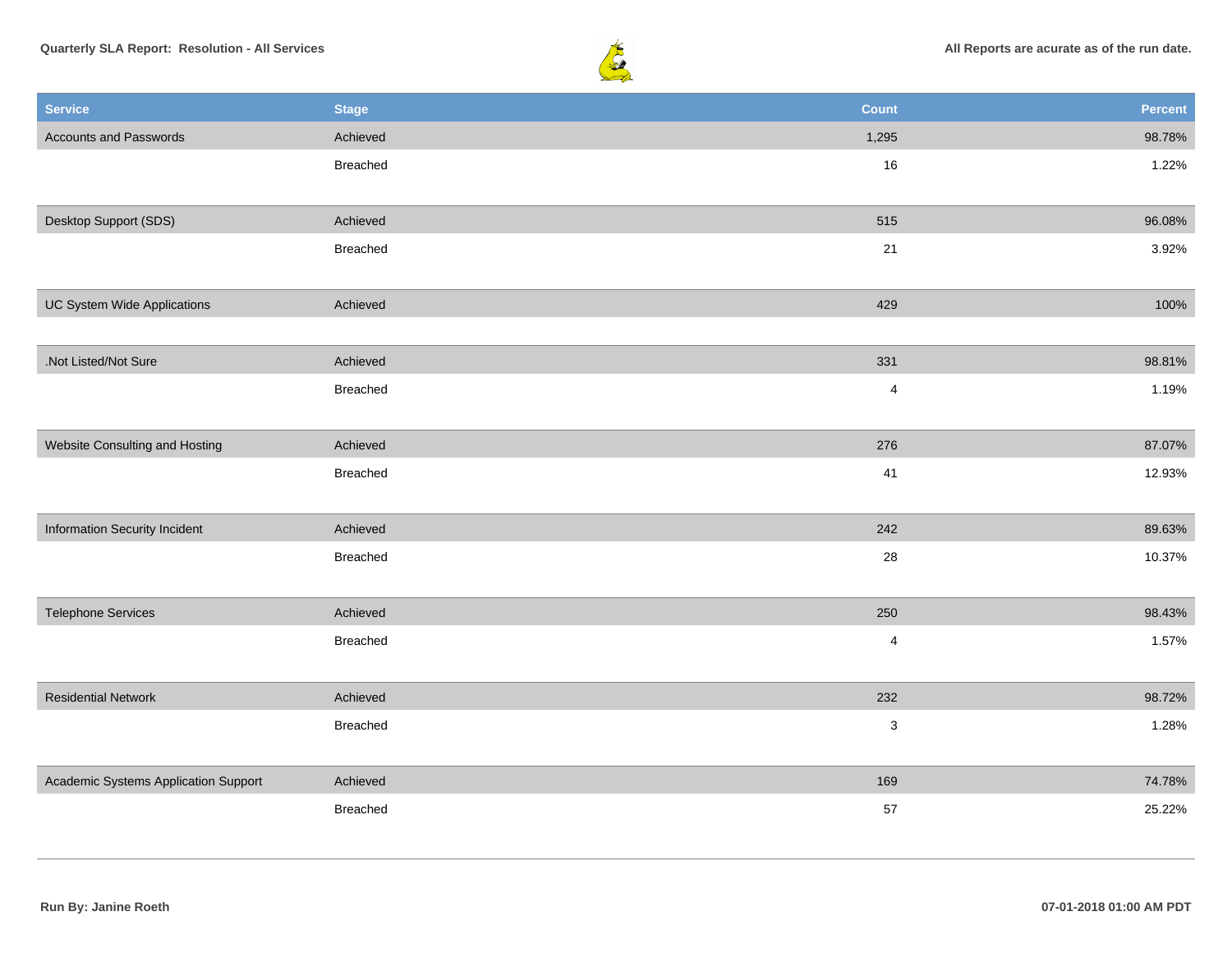| Service | Stage | Count | Percent |
|---|---|---|---|
| Accounts and Passwords | Achieved | 1,295 | 98.78% |
| | Breached | 16 | 1.22% |
| Desktop Support (SDS) | Achieved | 515 | 96.08% |
| | Breached | 21 | 3.92% |
| UC System Wide Applications | Achieved | 429 | 100% |
| .Not Listed/Not Sure | Achieved | 331 | 98.81% |
| | Breached | 4 | 1.19% |
| Website Consulting and Hosting | Achieved | 276 | 87.07% |
| | Breached | 41 | 12.93% |
| Information Security Incident | Achieved | 242 | 89.63% |
| | Breached | 28 | 10.37% |
| Telephone Services | Achieved | 250 | 98.43% |
| | Breached | 4 | 1.57% |
| Residential Network | Achieved | 232 | 98.72% |
| | Breached | 3 | 1.28% |
| Academic Systems Application Support | Achieved | 169 | 74.78% |
| | Breached | 57 | 25.22% |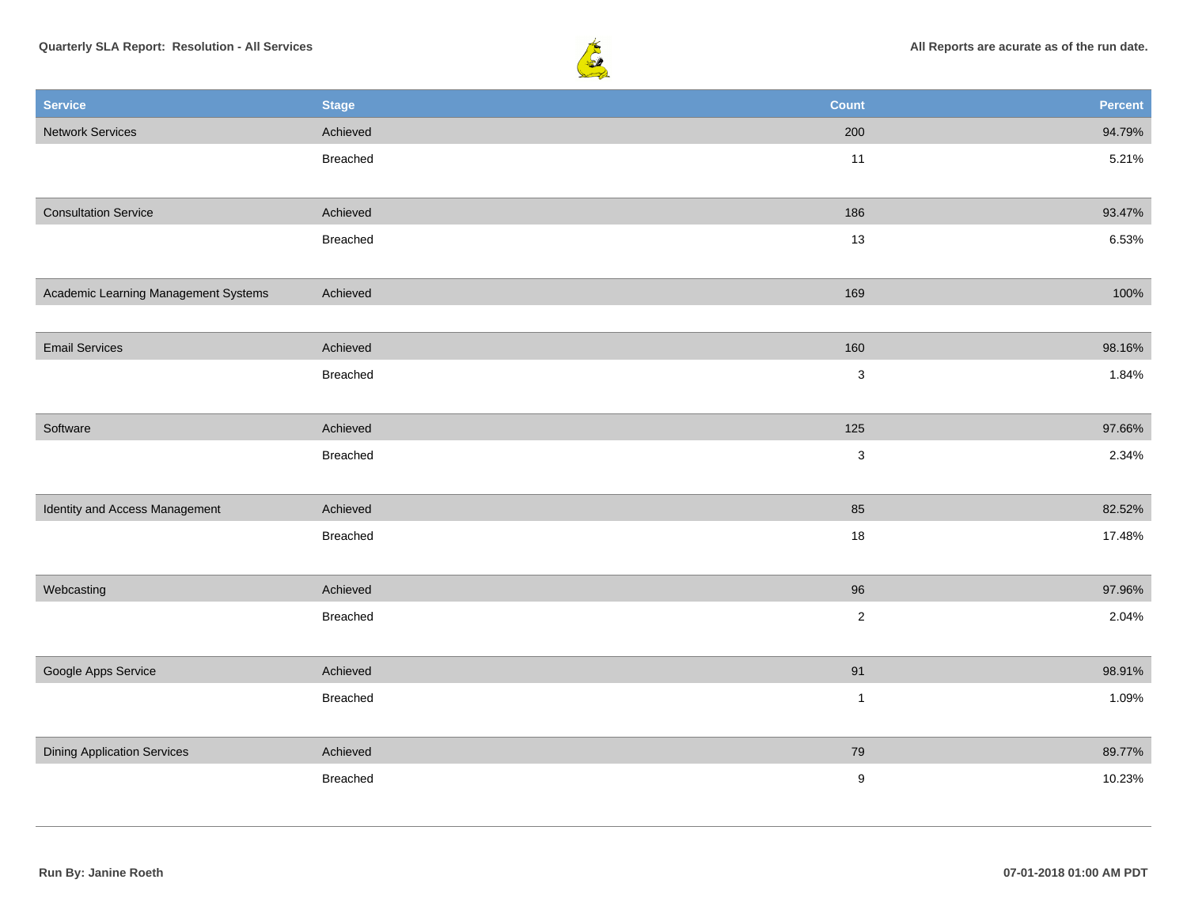**Quarterly SLA Report: Resolution - All Services**

**All Reports are acurate as of the run date.**

| Service | Stage | Count | Percent |
|---|---|---|---|
| Network Services | Achieved | 200 | 94.79% |
| | Breached | 11 | 5.21% |
| Consultation Service | Achieved | 186 | 93.47% |
| | Breached | 13 | 6.53% |
| Academic Learning Management Systems | Achieved | 169 | 100% |
| Email Services | Achieved | 160 | 98.16% |
| | Breached | 3 | 1.84% |
| Software | Achieved | 125 | 97.66% |
| | Breached | 3 | 2.34% |
| Identity and Access Management | Achieved | 85 | 82.52% |
| | Breached | 18 | 17.48% |
| Webcasting | Achieved | 96 | 97.96% |
| | Breached | 2 | 2.04% |
| Google Apps Service | Achieved | 91 | 98.91% |
| | Breached | 1 | 1.09% |
| Dining Application Services | Achieved | 79 | 89.77% |
| | Breached | 9 | 10.23% |

**Run By: Janine Roeth**

**07-01-2018 01:00 AM PDT**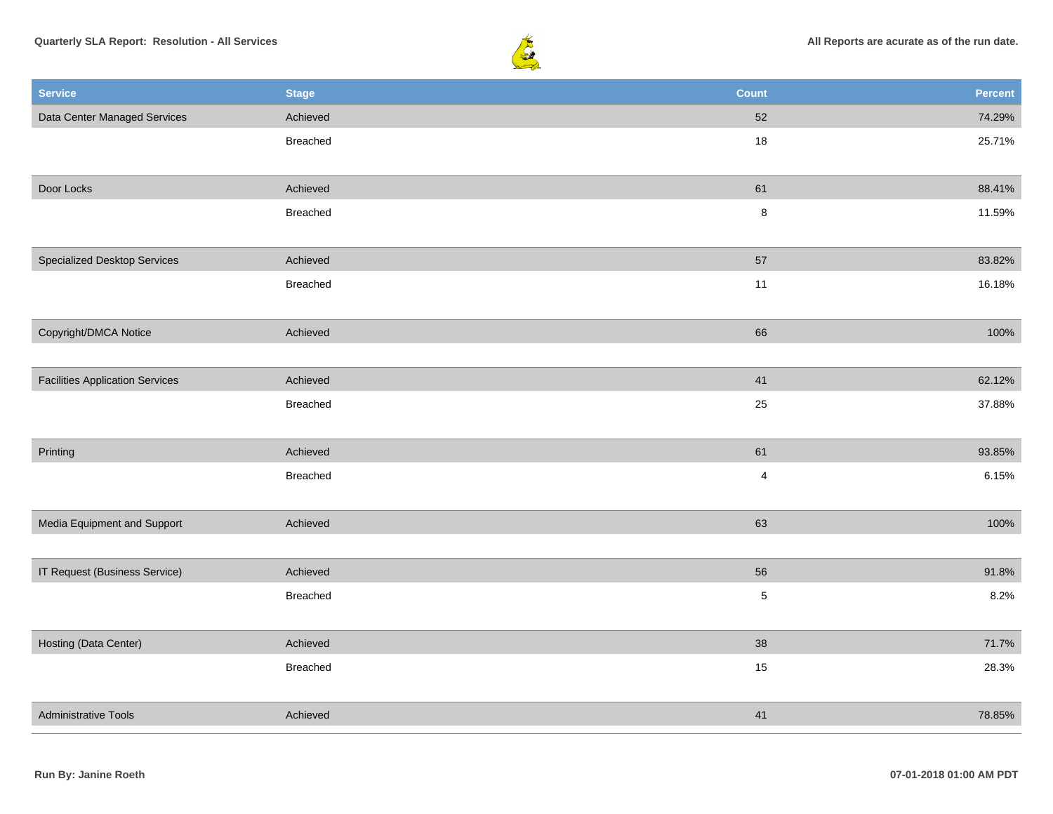| Service | Stage | Count | Percent |
|---|---|---|---|
| Data Center Managed Services | Achieved | 52 | 74.29% |
| | Breached | 18 | 25.71% |
| Door Locks | Achieved | 61 | 88.41% |
| | Breached | 8 | 11.59% |
| Specialized Desktop Services | Achieved | 57 | 83.82% |
| | Breached | 11 | 16.18% |
| Copyright/DMCA Notice | Achieved | 66 | 100% |
| Facilities Application Services | Achieved | 41 | 62.12% |
| | Breached | 25 | 37.88% |
| Printing | Achieved | 61 | 93.85% |
| | Breached | 4 | 6.15% |
| Media Equipment and Support | Achieved | 63 | 100% |
| IT Request (Business Service) | Achieved | 56 | 91.8% |
| | Breached | 5 | 8.2% |
| Hosting (Data Center) | Achieved | 38 | 71.7% |
| | Breached | 15 | 28.3% |
| Administrative Tools | Achieved | 41 | 78.85% |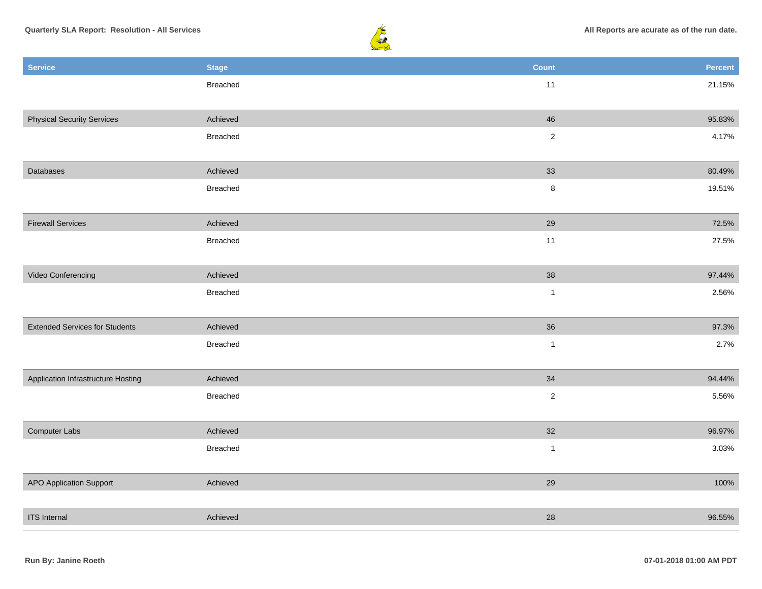| Service | Stage | Count | Percent |
| --- | --- | --- | --- |
| | Breached | 11 | 21.15% |
| Physical Security Services | Achieved | 46 | 95.83% |
| | Breached | 2 | 4.17% |
| Databases | Achieved | 33 | 80.49% |
| | Breached | 8 | 19.51% |
| Firewall Services | Achieved | 29 | 72.5% |
| | Breached | 11 | 27.5% |
| Video Conferencing | Achieved | 38 | 97.44% |
| | Breached | 1 | 2.56% |
| Extended Services for Students | Achieved | 36 | 97.3% |
| | Breached | 1 | 2.7% |
| Application Infrastructure Hosting | Achieved | 34 | 94.44% |
| | Breached | 2 | 5.56% |
| Computer Labs | Achieved | 32 | 96.97% |
| | Breached | 1 | 3.03% |
| APO Application Support | Achieved | 29 | 100% |
| ITS Internal | Achieved | 28 | 96.55% |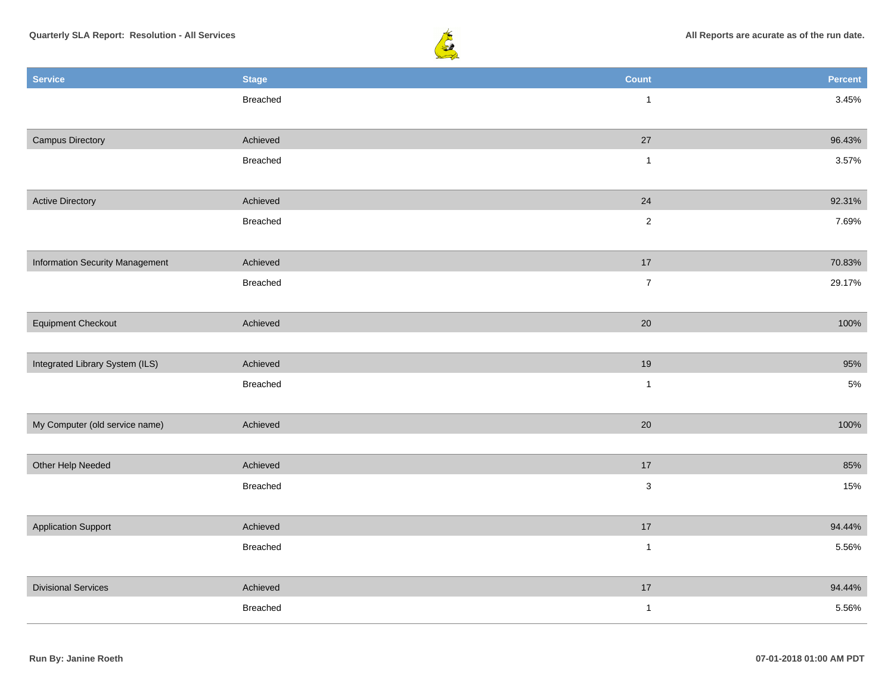| Service | Stage | Count | Percent |
|---|---|---|---|
| | Breached | 1 | 3.45% |
| Campus Directory | Achieved | 27 | 96.43% |
| | Breached | 1 | 3.57% |
| Active Directory | Achieved | 24 | 92.31% |
| | Breached | 2 | 7.69% |
| Information Security Management | Achieved | 17 | 70.83% |
| | Breached | 7 | 29.17% |
| Equipment Checkout | Achieved | 20 | 100% |
| Integrated Library System (ILS) | Achieved | 19 | 95% |
| | Breached | 1 | 5% |
| My Computer (old service name) | Achieved | 20 | 100% |
| Other Help Needed | Achieved | 17 | 85% |
| | Breached | 3 | 15% |
| Application Support | Achieved | 17 | 94.44% |
| | Breached | 1 | 5.56% |
| Divisional Services | Achieved | 17 | 94.44% |
| | Breached | 1 | 5.56% |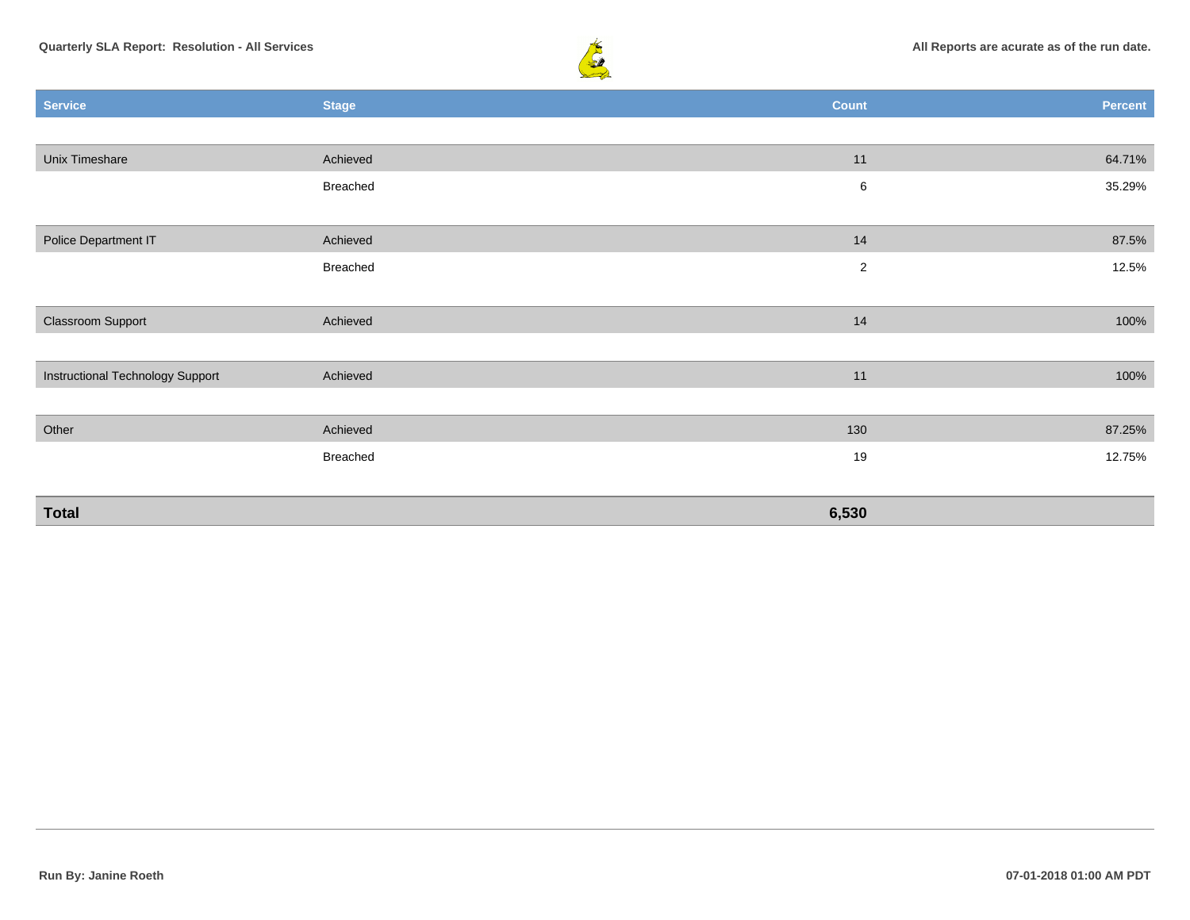| Service | Stage | Count | Percent |
|---|---|---|---|
| Unix Timeshare | Achieved | 11 | 64.71% |
| | Breached | 6 | 35.29% |
| Police Department IT | Achieved | 14 | 87.5% |
| | Breached | 2 | 12.5% |
| Classroom Support | Achieved | 14 | 100% |
| Instructional Technology Support | Achieved | 11 | 100% |
| Other | Achieved | 130 | 87.25% |
| | Breached | 19 | 12.75% |
| **Total** | | **6,530** | |